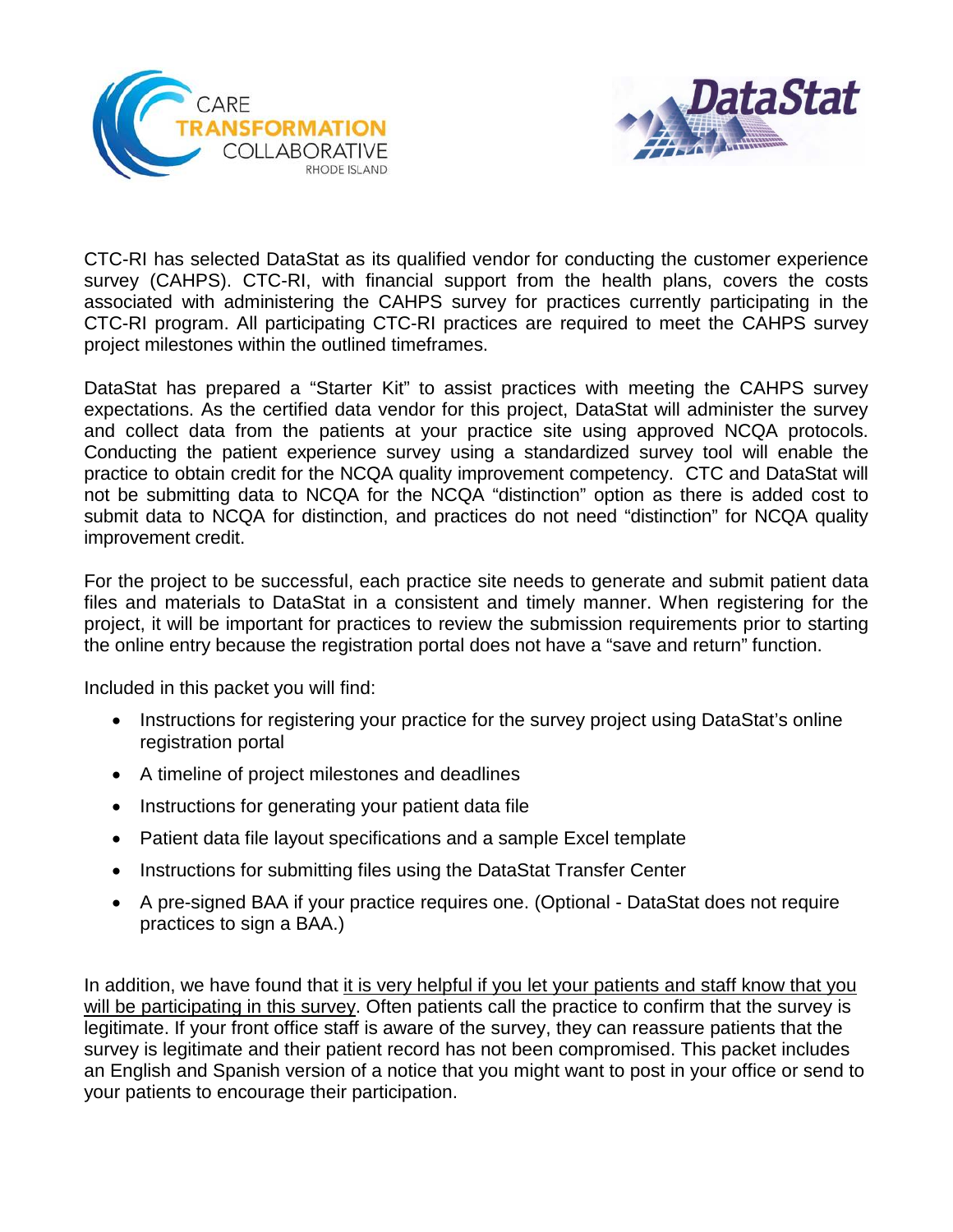CTC-RI has selected DataStat as its qualified vendor for conducting the customer experience survey (CAHPS). CTC-RI, with financial support from the health plans, covers the costs associated with administering the CAHPS survey for practices currently participating in the CTC-RI program. All participating CTC-RI practices are required to meet the CAHPS survey project milestones within the outlined timeframes.

DataStat has prepared a "Starter Kit" to assist practices with meeting the CAHPS survey expectations. As the certified data vendor for this project, DataStat will administer the survey and collect data from the patients at your practice site using approved NCQA protocols. Conducting the patient experience survey using a standardized survey tool will enable the practice to obtain credit for the NCQA quality improvement competency. CTC and DataStat will not be submitting data to NCQA for the NCQA "distinction" option as there is added cost to submit data to NCQA for distinction, and practices do not need "distinction" for NCQA quality improvement credit.

For the project to be successful, each practice site needs to generate and submit patient data files and materials to DataStat in a consistent and timely manner. When registering for the project, it will be important for practices to review the submission requirements prior to starting the online entry because the registration portal does not have a "save and return" function.

Included in this packet you will find:

- Instructions for registering your practice for the survey project using DataStat's online registration portal
- A timeline of project milestones and deadlines
- Instructions for generating your patient data file
- Patient data file layout specifications and a sample Excel template
- Instructions for submitting files using the DataStat Transfer Center
- A pre-signed BAA if your practice requires one. (Optional - DataStat does not require practices to sign a BAA.)

In addition, we have found that <u>it is very helpful if you let your patients and staff know that you will be participating in this survey</u>. Often patients call the practice to confirm that the survey is legitimate. If your front office staff is aware of the survey, they can reassure patients that the survey is legitimate and their patient record has not been compromised. This packet includes an English and Spanish version of a notice that you might want to post in your office or send to your patients to encourage their participation.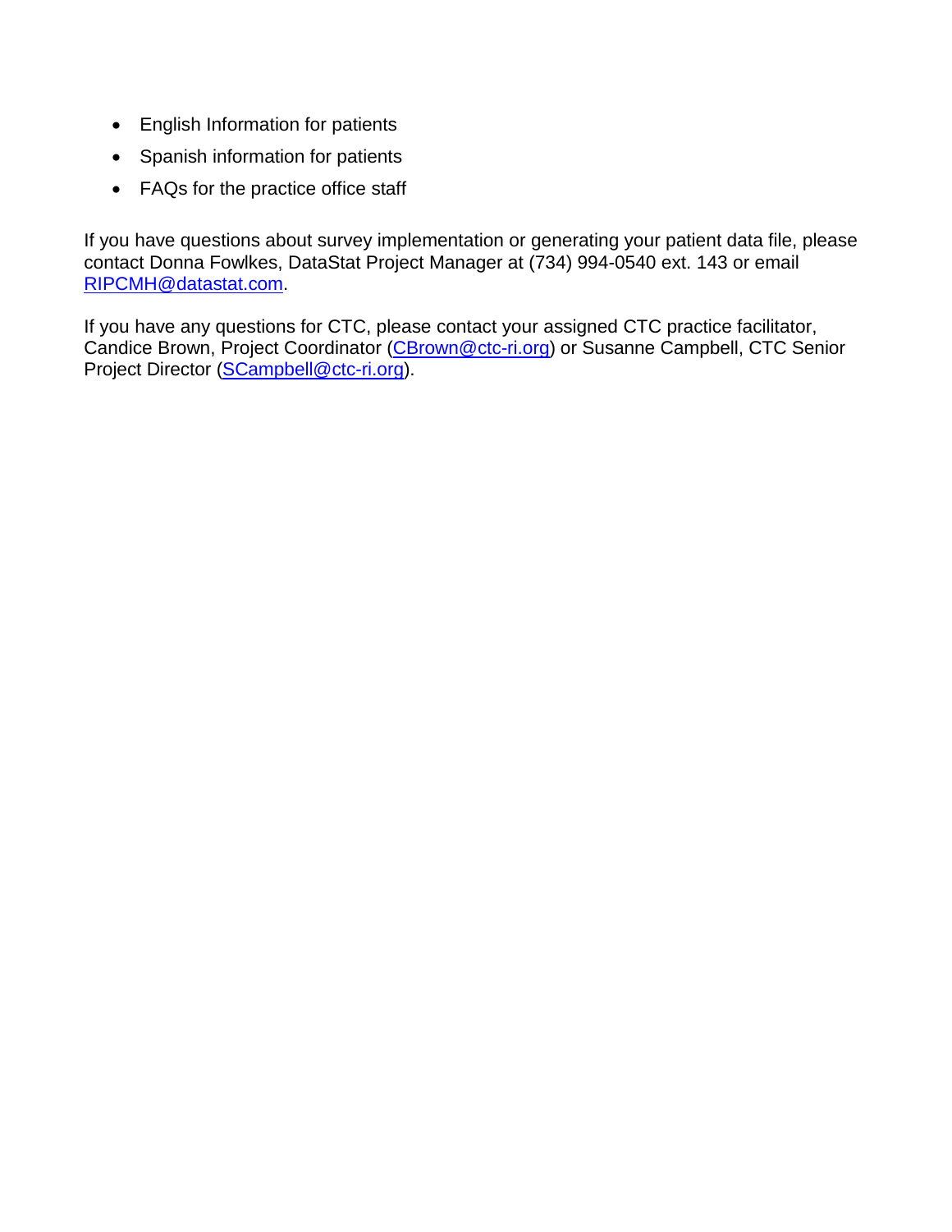- English Information for patients
- Spanish information for patients
- FAQs for the practice office staff

If you have questions about survey implementation or generating your patient data file, please contact Donna Fowlkes, DataStat Project Manager at (734) 994-0540 ext. 143 or email RIPCMH@datastat.com.

If you have any questions for CTC, please contact your assigned CTC practice facilitator, Candice Brown, Project Coordinator (CBrown@ctc-ri.org) or Susanne Campbell, CTC Senior Project Director (SCampbell@ctc-ri.org).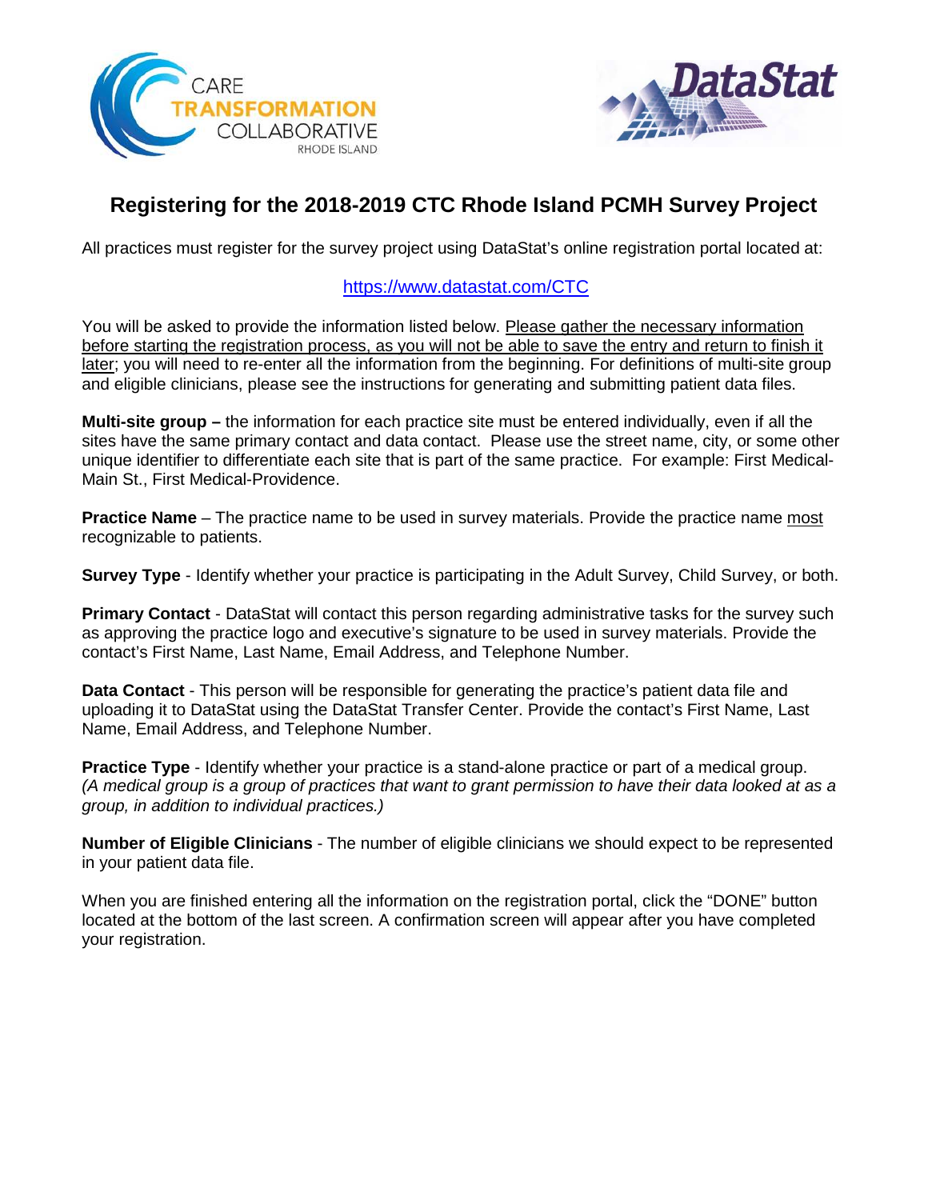# Registering for the 2018-2019 CTC Rhode Island PCMH Survey Project

All practices must register for the survey project using DataStat's online registration portal located at:

https://www.datastat.com/CTC

You will be asked to provide the information listed below. Please gather the necessary information before starting the registration process, as you will not be able to save the entry and return to finish it later; you will need to re-enter all the information from the beginning. For definitions of multi-site group and eligible clinicians, please see the instructions for generating and submitting patient data files.

**Multi-site group –** the information for each practice site must be entered individually, even if all the sites have the same primary contact and data contact. Please use the street name, city, or some other unique identifier to differentiate each site that is part of the same practice. For example: First Medical-Main St., First Medical-Providence.

**Practice Name** – The practice name to be used in survey materials. Provide the practice name most recognizable to patients.

**Survey Type** - Identify whether your practice is participating in the Adult Survey, Child Survey, or both.

**Primary Contact** - DataStat will contact this person regarding administrative tasks for the survey such as approving the practice logo and executive's signature to be used in survey materials. Provide the contact's First Name, Last Name, Email Address, and Telephone Number.

**Data Contact** - This person will be responsible for generating the practice's patient data file and uploading it to DataStat using the DataStat Transfer Center. Provide the contact's First Name, Last Name, Email Address, and Telephone Number.

**Practice Type** - Identify whether your practice is a stand-alone practice or part of a medical group. *(A medical group is a group of practices that want to grant permission to have their data looked at as a group, in addition to individual practices.)*

**Number of Eligible Clinicians** - The number of eligible clinicians we should expect to be represented in your patient data file.

When you are finished entering all the information on the registration portal, click the "DONE" button located at the bottom of the last screen. A confirmation screen will appear after you have completed your registration.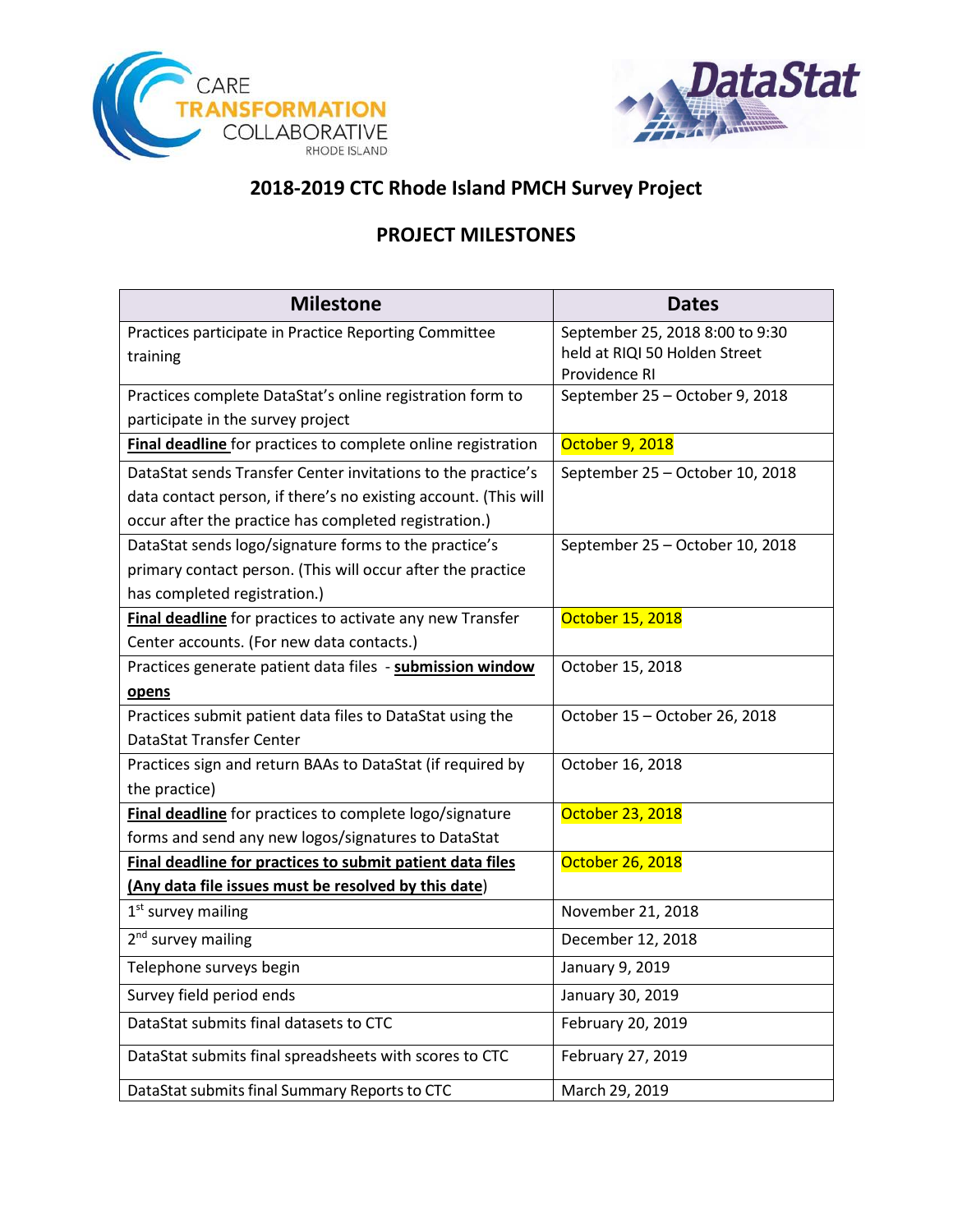## 2018-2019 CTC Rhode Island PMCH Survey Project

## PROJECT MILESTONES

| Milestone | Dates |
|---|---|
| Practices participate in Practice Reporting Committee training | September 25, 2018 8:00 to 9:30 held at RIQI 50 Holden Street Providence RI |
| Practices complete DataStat's online registration form to participate in the survey project | September 25 – October 9, 2018 |
| **Final deadline** for practices to complete online registration | October 9, 2018 |
| DataStat sends Transfer Center invitations to the practice's data contact person, if there's no existing account. (This will occur after the practice has completed registration.) | September 25 – October 10, 2018 |
| DataStat sends logo/signature forms to the practice's primary contact person. (This will occur after the practice has completed registration.) | September 25 – October 10, 2018 |
| **Final deadline** for practices to activate any new Transfer Center accounts. (For new data contacts.) | October 15, 2018 |
| Practices generate patient data files - **submission window opens** | October 15, 2018 |
| Practices submit patient data files to DataStat using the DataStat Transfer Center | October 15 – October 26, 2018 |
| Practices sign and return BAAs to DataStat (if required by the practice) | October 16, 2018 |
| **Final deadline** for practices to complete logo/signature forms and send any new logos/signatures to DataStat | October 23, 2018 |
| **Final deadline for practices to submit patient data files (Any data file issues must be resolved by this date)** | October 26, 2018 |
| 1st survey mailing | November 21, 2018 |
| 2nd survey mailing | December 12, 2018 |
| Telephone surveys begin | January 9, 2019 |
| Survey field period ends | January 30, 2019 |
| DataStat submits final datasets to CTC | February 20, 2019 |
| DataStat submits final spreadsheets with scores to CTC | February 27, 2019 |
| DataStat submits final Summary Reports to CTC | March 29, 2019 |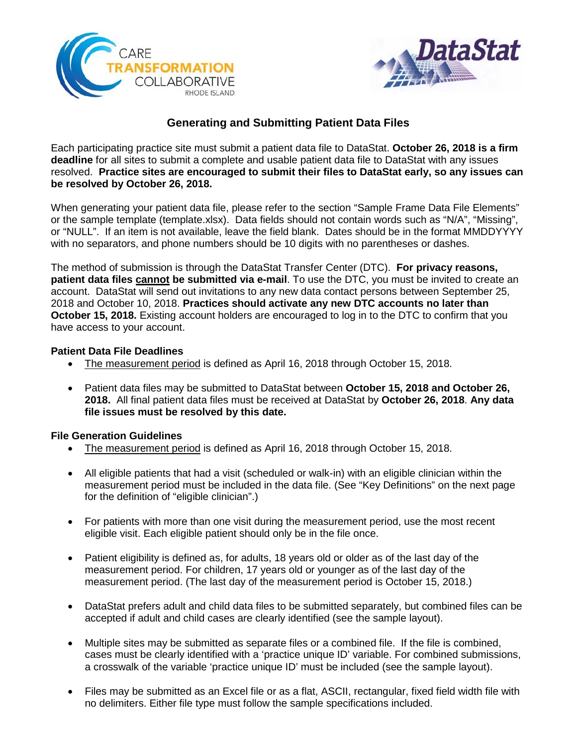## Generating and Submitting Patient Data Files

Each participating practice site must submit a patient data file to DataStat. **October 26, 2018 is a firm deadline** for all sites to submit a complete and usable patient data file to DataStat with any issues resolved. **Practice sites are encouraged to submit their files to DataStat early, so any issues can be resolved by October 26, 2018.**

When generating your patient data file, please refer to the section "Sample Frame Data File Elements" or the sample template (template.xlsx). Data fields should not contain words such as "N/A", "Missing", or "NULL". If an item is not available, leave the field blank. Dates should be in the format MMDDYYYY with no separators, and phone numbers should be 10 digits with no parentheses or dashes.

The method of submission is through the DataStat Transfer Center (DTC). **For privacy reasons, patient data files cannot be submitted via e-mail**. To use the DTC, you must be invited to create an account. DataStat will send out invitations to any new data contact persons between September 25, 2018 and October 10, 2018. **Practices should activate any new DTC accounts no later than October 15, 2018.** Existing account holders are encouraged to log in to the DTC to confirm that you have access to your account.

### Patient Data File Deadlines

- The measurement period is defined as April 16, 2018 through October 15, 2018.
- Patient data files may be submitted to DataStat between **October 15, 2018 and October 26, 2018.** All final patient data files must be received at DataStat by **October 26, 2018**. **Any data file issues must be resolved by this date.**

### File Generation Guidelines

- The measurement period is defined as April 16, 2018 through October 15, 2018.
- All eligible patients that had a visit (scheduled or walk-in) with an eligible clinician within the measurement period must be included in the data file. (See "Key Definitions" on the next page for the definition of "eligible clinician".)
- For patients with more than one visit during the measurement period, use the most recent eligible visit. Each eligible patient should only be in the file once.
- Patient eligibility is defined as, for adults, 18 years old or older as of the last day of the measurement period. For children, 17 years old or younger as of the last day of the measurement period. (The last day of the measurement period is October 15, 2018.)
- DataStat prefers adult and child data files to be submitted separately, but combined files can be accepted if adult and child cases are clearly identified (see the sample layout).
- Multiple sites may be submitted as separate files or a combined file. If the file is combined, cases must be clearly identified with a 'practice unique ID' variable. For combined submissions, a crosswalk of the variable 'practice unique ID' must be included (see the sample layout).
- Files may be submitted as an Excel file or as a flat, ASCII, rectangular, fixed field width file with no delimiters. Either file type must follow the sample specifications included.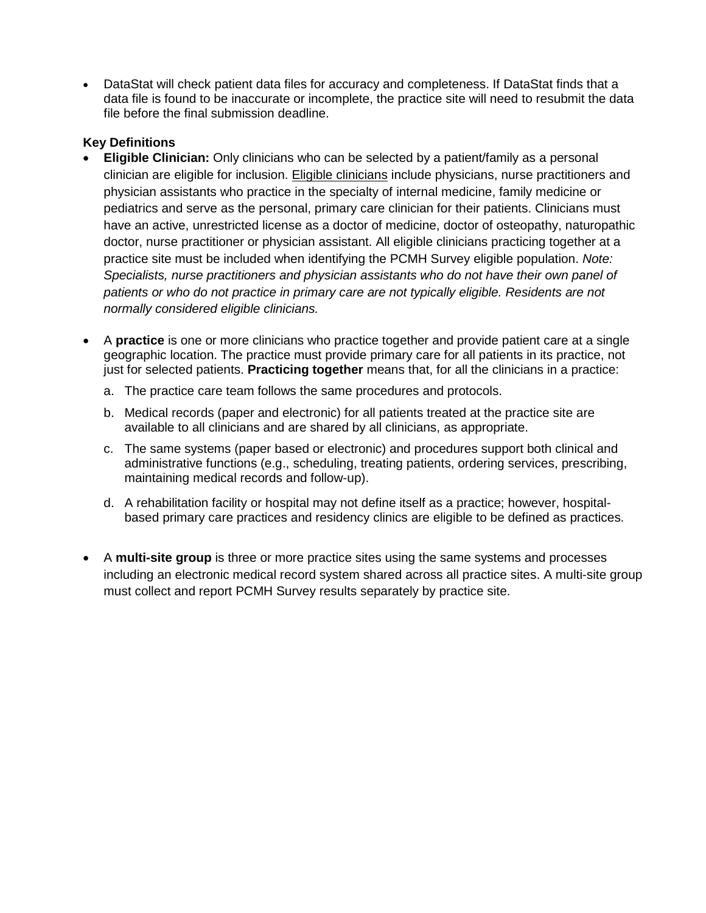- DataStat will check patient data files for accuracy and completeness. If DataStat finds that a data file is found to be inaccurate or incomplete, the practice site will need to resubmit the data file before the final submission deadline.

**Key Definitions**

- **Eligible Clinician:** Only clinicians who can be selected by a patient/family as a personal clinician are eligible for inclusion. Eligible clinicians include physicians, nurse practitioners and physician assistants who practice in the specialty of internal medicine, family medicine or pediatrics and serve as the personal, primary care clinician for their patients. Clinicians must have an active, unrestricted license as a doctor of medicine, doctor of osteopathy, naturopathic doctor, nurse practitioner or physician assistant. All eligible clinicians practicing together at a practice site must be included when identifying the PCMH Survey eligible population. *Note: Specialists, nurse practitioners and physician assistants who do not have their own panel of patients or who do not practice in primary care are not typically eligible. Residents are not normally considered eligible clinicians.*

- A **practice** is one or more clinicians who practice together and provide patient care at a single geographic location. The practice must provide primary care for all patients in its practice, not just for selected patients. **Practicing together** means that, for all the clinicians in a practice:
  a. The practice care team follows the same procedures and protocols.
  b. Medical records (paper and electronic) for all patients treated at the practice site are available to all clinicians and are shared by all clinicians, as appropriate.
  c. The same systems (paper based or electronic) and procedures support both clinical and administrative functions (e.g., scheduling, treating patients, ordering services, prescribing, maintaining medical records and follow-up).
  d. A rehabilitation facility or hospital may not define itself as a practice; however, hospital-based primary care practices and residency clinics are eligible to be defined as practices.

- A **multi-site group** is three or more practice sites using the same systems and processes including an electronic medical record system shared across all practice sites. A multi-site group must collect and report PCMH Survey results separately by practice site.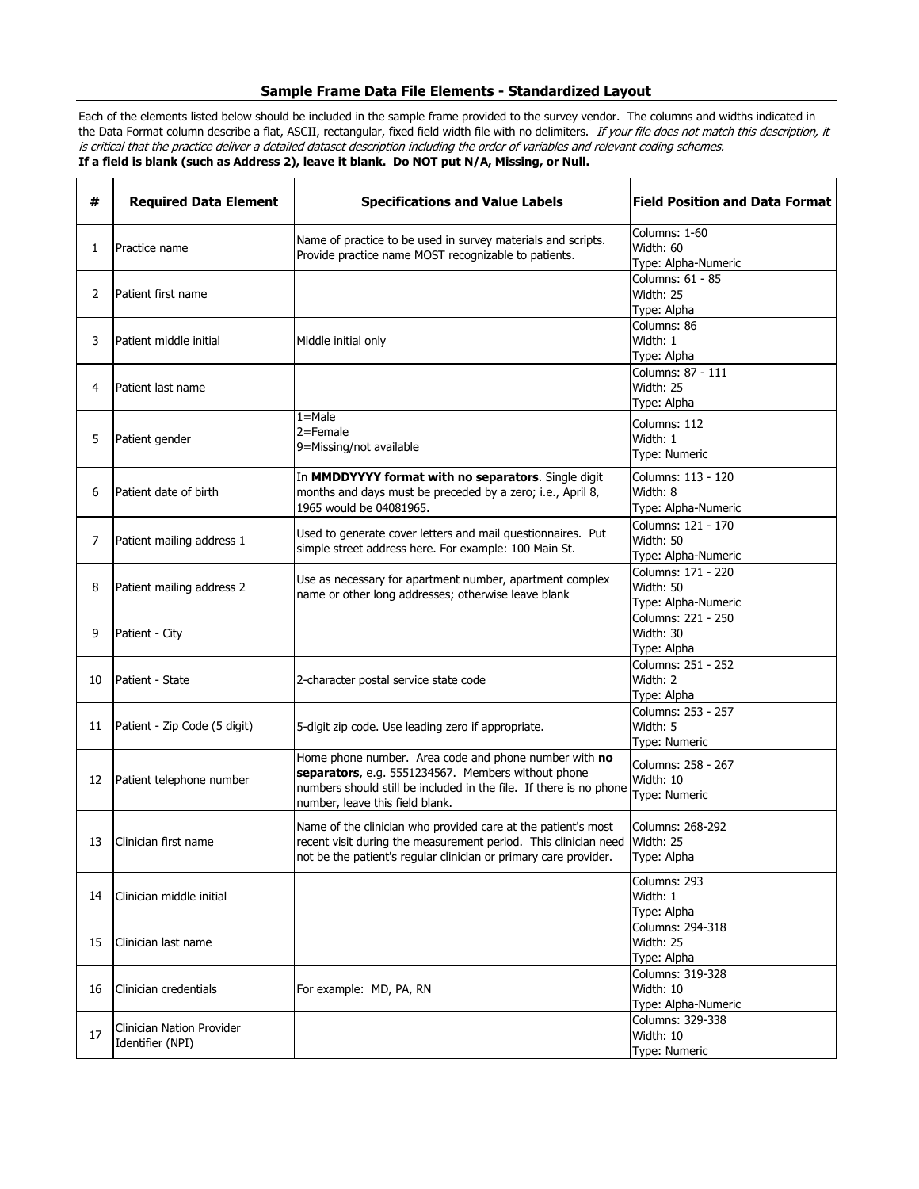# Sample Frame Data File Elements - Standardized Layout

Each of the elements listed below should be included in the sample frame provided to the survey vendor. The columns and widths indicated in the Data Format column describe a flat, ASCII, rectangular, fixed field width file with no delimiters. *If your file does not match this description, it is critical that the practice deliver a detailed dataset description including the order of variables and relevant coding schemes.*

**If a field is blank (such as Address 2), leave it blank. Do NOT put N/A, Missing, or Null.**

| # | Required Data Element | Specifications and Value Labels | Field Position and Data Format |
|---|---|---|---|
| 1 | Practice name | Name of practice to be used in survey materials and scripts. Provide practice name MOST recognizable to patients. | Columns: 1-60<br>Width: 60<br>Type: Alpha-Numeric |
| 2 | Patient first name | | Columns: 61 - 85<br>Width: 25<br>Type: Alpha |
| 3 | Patient middle initial | Middle initial only | Columns: 86<br>Width: 1<br>Type: Alpha |
| 4 | Patient last name | | Columns: 87 - 111<br>Width: 25<br>Type: Alpha |
| 5 | Patient gender | 1=Male<br>2=Female<br>9=Missing/not available | Columns: 112<br>Width: 1<br>Type: Numeric |
| 6 | Patient date of birth | In **MMDDYYYY format with no separators**. Single digit months and days must be preceded by a zero; i.e., April 8, 1965 would be 04081965. | Columns: 113 - 120<br>Width: 8<br>Type: Alpha-Numeric |
| 7 | Patient mailing address 1 | Used to generate cover letters and mail questionnaires. Put simple street address here. For example: 100 Main St. | Columns: 121 - 170<br>Width: 50<br>Type: Alpha-Numeric |
| 8 | Patient mailing address 2 | Use as necessary for apartment number, apartment complex name or other long addresses; otherwise leave blank | Columns: 171 - 220<br>Width: 50<br>Type: Alpha-Numeric |
| 9 | Patient - City | | Columns: 221 - 250<br>Width: 30<br>Type: Alpha |
| 10 | Patient - State | 2-character postal service state code | Columns: 251 - 252<br>Width: 2<br>Type: Alpha |
| 11 | Patient - Zip Code (5 digit) | 5-digit zip code. Use leading zero if appropriate. | Columns: 253 - 257<br>Width: 5<br>Type: Numeric |
| 12 | Patient telephone number | Home phone number. Area code and phone number with **no separators**, e.g. 5551234567. Members without phone numbers should still be included in the file. If there is no phone number, leave this field blank. | Columns: 258 - 267<br>Width: 10<br>Type: Numeric |
| 13 | Clinician first name | Name of the clinician who provided care at the patient's most recent visit during the measurement period. This clinician need not be the patient's regular clinician or primary care provider. | Columns: 268-292<br>Width: 25<br>Type: Alpha |
| 14 | Clinician middle initial | | Columns: 293<br>Width: 1<br>Type: Alpha |
| 15 | Clinician last name | | Columns: 294-318<br>Width: 25<br>Type: Alpha |
| 16 | Clinician credentials | For example: MD, PA, RN | Columns: 319-328<br>Width: 10<br>Type: Alpha-Numeric |
| 17 | Clinician Nation Provider Identifier (NPI) | | Columns: 329-338<br>Width: 10<br>Type: Numeric |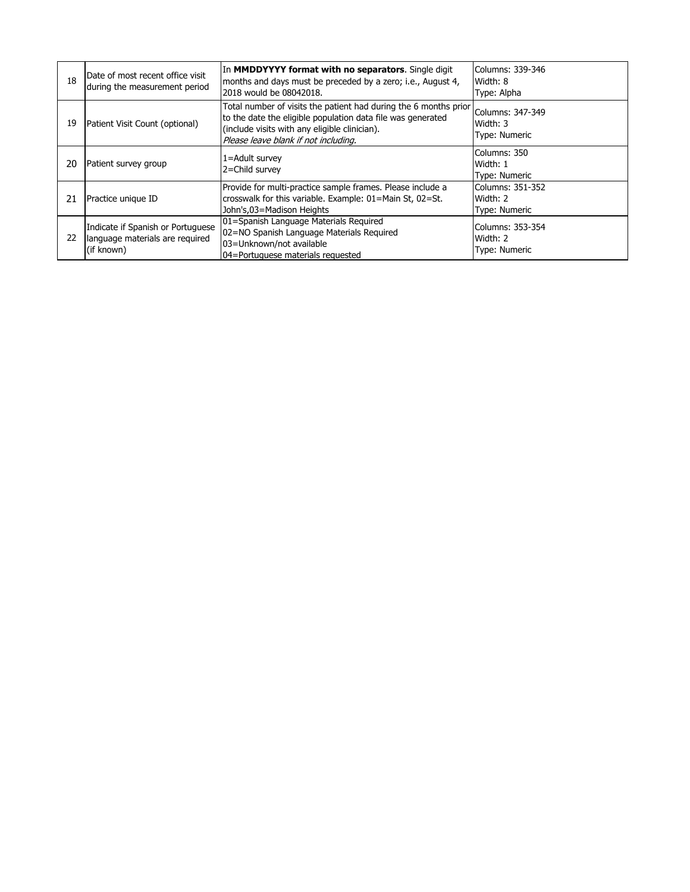| | | | |
|---|---|---|---|
| 18 | Date of most recent office visit during the measurement period | In **MMDDYYYY format with no separators**. Single digit months and days must be preceded by a zero; i.e., August 4, 2018 would be 08042018. | Columns: 339-346<br>Width: 8<br>Type: Alpha |
| 19 | Patient Visit Count (optional) | Total number of visits the patient had during the 6 months prior to the date the eligible population data file was generated (include visits with any eligible clinician).<br>*Please leave blank if not including.* | Columns: 347-349<br>Width: 3<br>Type: Numeric |
| 20 | Patient survey group | 1=Adult survey<br>2=Child survey | Columns: 350<br>Width: 1<br>Type: Numeric |
| 21 | Practice unique ID | Provide for multi-practice sample frames. Please include a crosswalk for this variable. Example: 01=Main St, 02=St. John's,03=Madison Heights | Columns: 351-352<br>Width: 2<br>Type: Numeric |
| 22 | Indicate if Spanish or Portuguese language materials are required (if known) | 01=Spanish Language Materials Required<br>02=NO Spanish Language Materials Required<br>03=Unknown/not available<br>04=Portuguese materials requested | Columns: 353-354<br>Width: 2<br>Type: Numeric |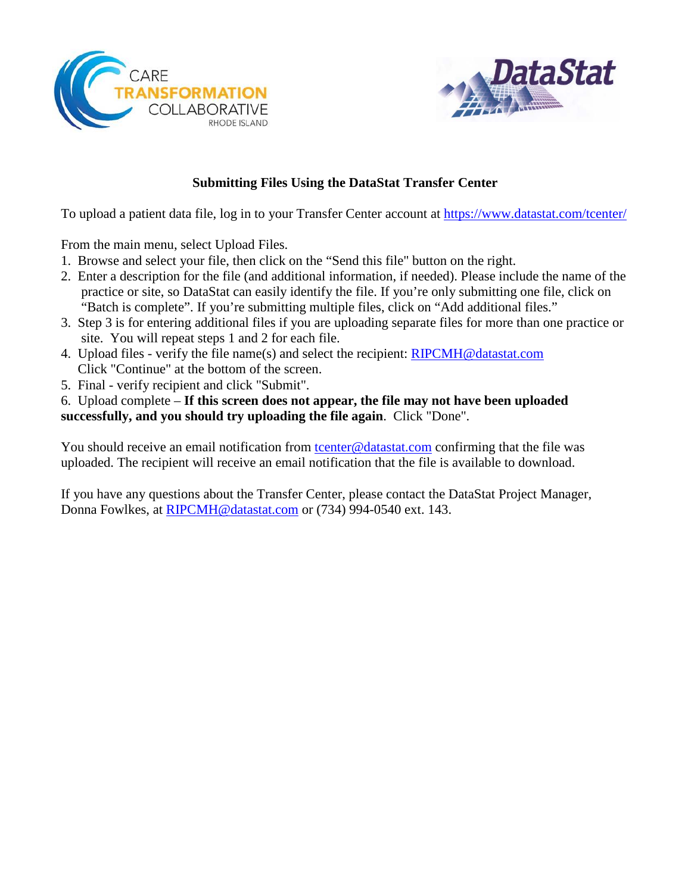## Submitting Files Using the DataStat Transfer Center

To upload a patient data file, log in to your Transfer Center account at https://www.datastat.com/tcenter/

From the main menu, select Upload Files.

1. Browse and select your file, then click on the “Send this file" button on the right.
2. Enter a description for the file (and additional information, if needed). Please include the name of the practice or site, so DataStat can easily identify the file. If you're only submitting one file, click on “Batch is complete”. If you're submitting multiple files, click on “Add additional files.”
3. Step 3 is for entering additional files if you are uploading separate files for more than one practice or site. You will repeat steps 1 and 2 for each file.
4. Upload files - verify the file name(s) and select the recipient: RIPCMH@datastat.com
   Click "Continue" at the bottom of the screen.
5. Final - verify recipient and click "Submit".
6. Upload complete – **If this screen does not appear, the file may not have been uploaded successfully, and you should try uploading the file again**. Click "Done".

You should receive an email notification from tcenter@datastat.com confirming that the file was uploaded. The recipient will receive an email notification that the file is available to download.

If you have any questions about the Transfer Center, please contact the DataStat Project Manager, Donna Fowlkes, at RIPCMH@datastat.com or (734) 994-0540 ext. 143.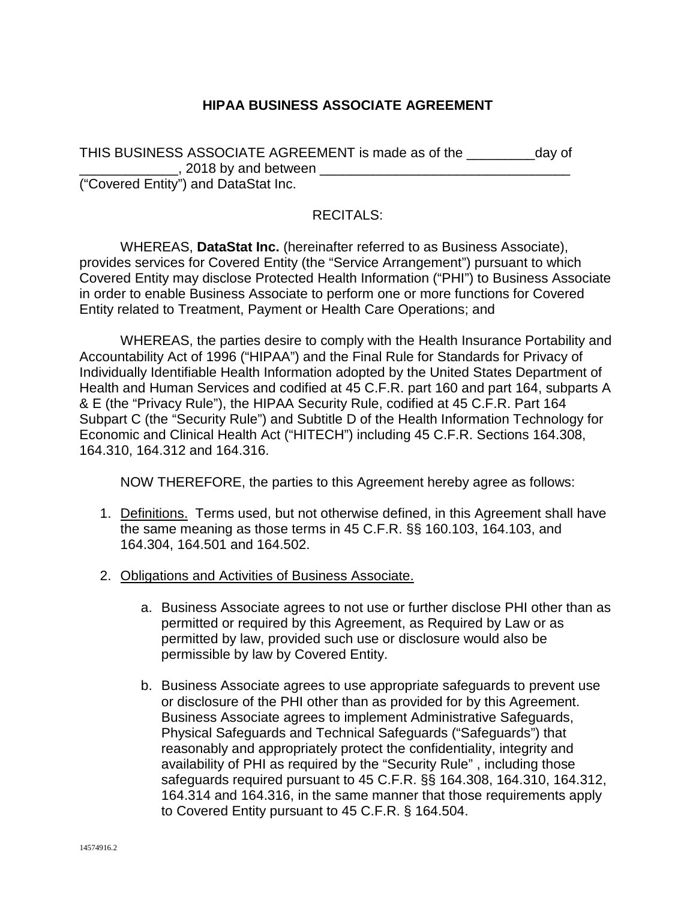# HIPAA BUSINESS ASSOCIATE AGREEMENT

THIS BUSINESS ASSOCIATE AGREEMENT is made as of the _________day of _____________, 2018 by and between _________________________________ ("Covered Entity") and DataStat Inc.

RECITALS:

WHEREAS, **DataStat Inc.** (hereinafter referred to as Business Associate), provides services for Covered Entity (the "Service Arrangement") pursuant to which Covered Entity may disclose Protected Health Information ("PHI") to Business Associate in order to enable Business Associate to perform one or more functions for Covered Entity related to Treatment, Payment or Health Care Operations; and

WHEREAS, the parties desire to comply with the Health Insurance Portability and Accountability Act of 1996 ("HIPAA") and the Final Rule for Standards for Privacy of Individually Identifiable Health Information adopted by the United States Department of Health and Human Services and codified at 45 C.F.R. part 160 and part 164, subparts A & E (the "Privacy Rule"), the HIPAA Security Rule, codified at 45 C.F.R. Part 164 Subpart C (the "Security Rule") and Subtitle D of the Health Information Technology for Economic and Clinical Health Act ("HITECH") including 45 C.F.R. Sections 164.308, 164.310, 164.312 and 164.316.

NOW THEREFORE, the parties to this Agreement hereby agree as follows:

1. Definitions. Terms used, but not otherwise defined, in this Agreement shall have the same meaning as those terms in 45 C.F.R. §§ 160.103, 164.103, and 164.304, 164.501 and 164.502.

2. Obligations and Activities of Business Associate.

   a. Business Associate agrees to not use or further disclose PHI other than as permitted or required by this Agreement, as Required by Law or as permitted by law, provided such use or disclosure would also be permissible by law by Covered Entity.

   b. Business Associate agrees to use appropriate safeguards to prevent use or disclosure of the PHI other than as provided for by this Agreement. Business Associate agrees to implement Administrative Safeguards, Physical Safeguards and Technical Safeguards ("Safeguards") that reasonably and appropriately protect the confidentiality, integrity and availability of PHI as required by the "Security Rule" , including those safeguards required pursuant to 45 C.F.R. §§ 164.308, 164.310, 164.312, 164.314 and 164.316, in the same manner that those requirements apply to Covered Entity pursuant to 45 C.F.R. § 164.504.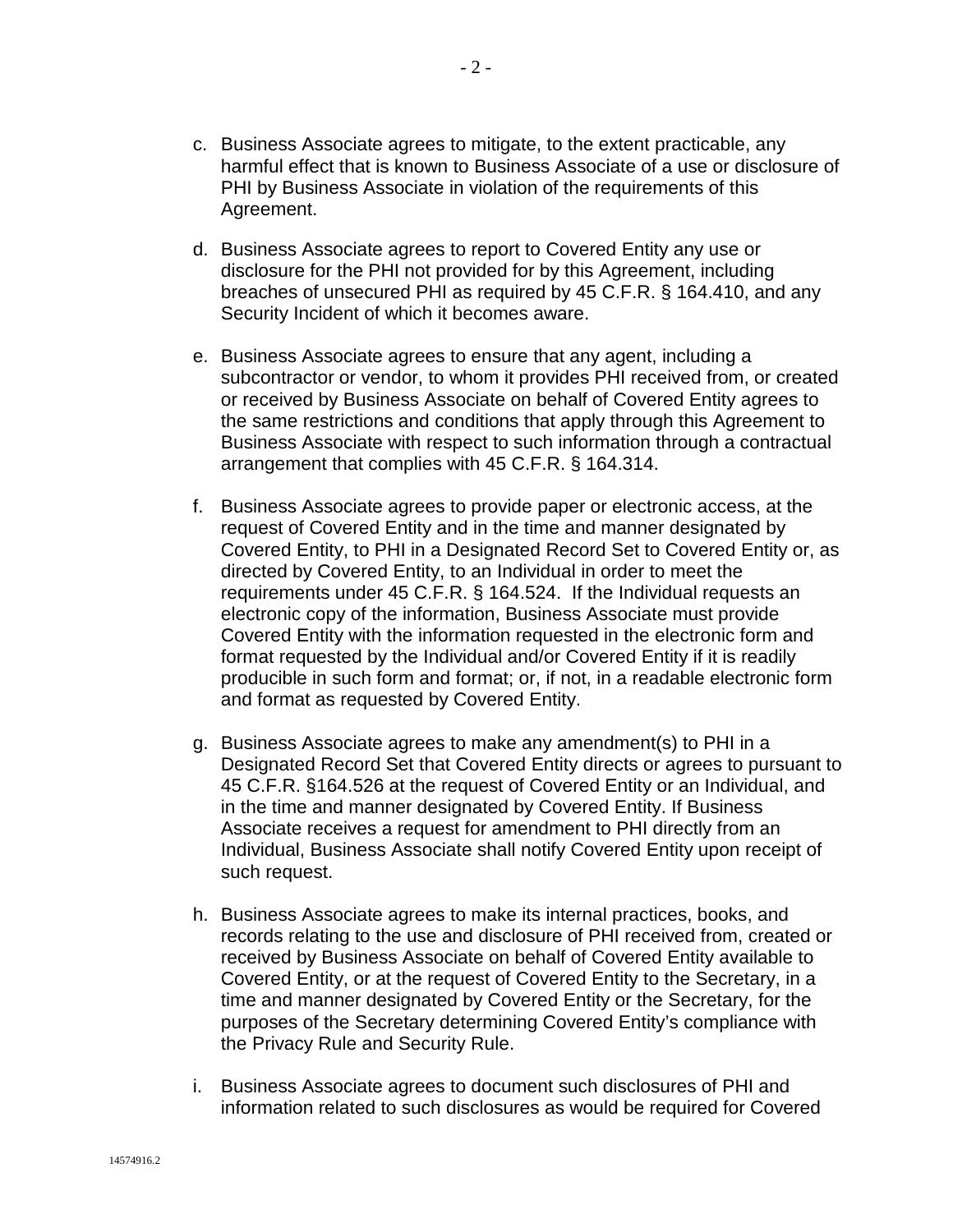c. Business Associate agrees to mitigate, to the extent practicable, any harmful effect that is known to Business Associate of a use or disclosure of PHI by Business Associate in violation of the requirements of this Agreement.

d. Business Associate agrees to report to Covered Entity any use or disclosure for the PHI not provided for by this Agreement, including breaches of unsecured PHI as required by 45 C.F.R. § 164.410, and any Security Incident of which it becomes aware.

e. Business Associate agrees to ensure that any agent, including a subcontractor or vendor, to whom it provides PHI received from, or created or received by Business Associate on behalf of Covered Entity agrees to the same restrictions and conditions that apply through this Agreement to Business Associate with respect to such information through a contractual arrangement that complies with 45 C.F.R. § 164.314.

f. Business Associate agrees to provide paper or electronic access, at the request of Covered Entity and in the time and manner designated by Covered Entity, to PHI in a Designated Record Set to Covered Entity or, as directed by Covered Entity, to an Individual in order to meet the requirements under 45 C.F.R. § 164.524. If the Individual requests an electronic copy of the information, Business Associate must provide Covered Entity with the information requested in the electronic form and format requested by the Individual and/or Covered Entity if it is readily producible in such form and format; or, if not, in a readable electronic form and format as requested by Covered Entity.

g. Business Associate agrees to make any amendment(s) to PHI in a Designated Record Set that Covered Entity directs or agrees to pursuant to 45 C.F.R. §164.526 at the request of Covered Entity or an Individual, and in the time and manner designated by Covered Entity. If Business Associate receives a request for amendment to PHI directly from an Individual, Business Associate shall notify Covered Entity upon receipt of such request.

h. Business Associate agrees to make its internal practices, books, and records relating to the use and disclosure of PHI received from, created or received by Business Associate on behalf of Covered Entity available to Covered Entity, or at the request of Covered Entity to the Secretary, in a time and manner designated by Covered Entity or the Secretary, for the purposes of the Secretary determining Covered Entity's compliance with the Privacy Rule and Security Rule.

i. Business Associate agrees to document such disclosures of PHI and information related to such disclosures as would be required for Covered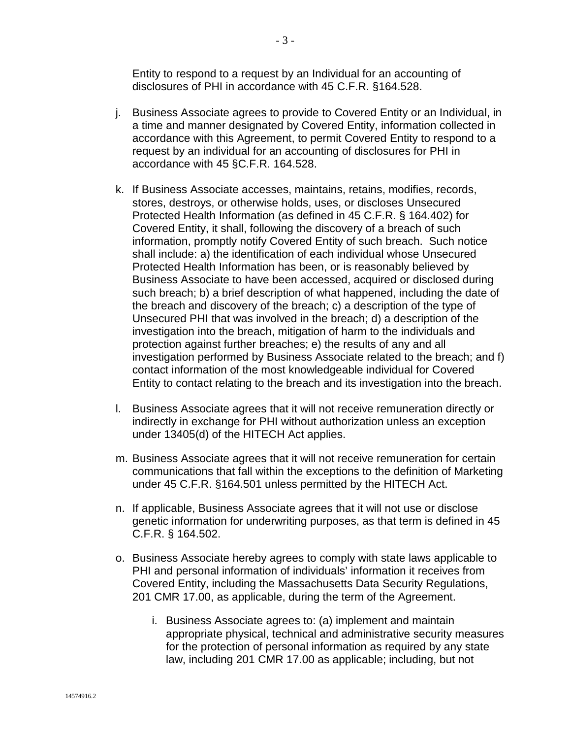Entity to respond to a request by an Individual for an accounting of disclosures of PHI in accordance with 45 C.F.R. §164.528.

j. Business Associate agrees to provide to Covered Entity or an Individual, in a time and manner designated by Covered Entity, information collected in accordance with this Agreement, to permit Covered Entity to respond to a request by an individual for an accounting of disclosures for PHI in accordance with 45 §C.F.R. 164.528.

k. If Business Associate accesses, maintains, retains, modifies, records, stores, destroys, or otherwise holds, uses, or discloses Unsecured Protected Health Information (as defined in 45 C.F.R. § 164.402) for Covered Entity, it shall, following the discovery of a breach of such information, promptly notify Covered Entity of such breach. Such notice shall include: a) the identification of each individual whose Unsecured Protected Health Information has been, or is reasonably believed by Business Associate to have been accessed, acquired or disclosed during such breach; b) a brief description of what happened, including the date of the breach and discovery of the breach; c) a description of the type of Unsecured PHI that was involved in the breach; d) a description of the investigation into the breach, mitigation of harm to the individuals and protection against further breaches; e) the results of any and all investigation performed by Business Associate related to the breach; and f) contact information of the most knowledgeable individual for Covered Entity to contact relating to the breach and its investigation into the breach.

l. Business Associate agrees that it will not receive remuneration directly or indirectly in exchange for PHI without authorization unless an exception under 13405(d) of the HITECH Act applies.

m. Business Associate agrees that it will not receive remuneration for certain communications that fall within the exceptions to the definition of Marketing under 45 C.F.R. §164.501 unless permitted by the HITECH Act.

n. If applicable, Business Associate agrees that it will not use or disclose genetic information for underwriting purposes, as that term is defined in 45 C.F.R. § 164.502.

o. Business Associate hereby agrees to comply with state laws applicable to PHI and personal information of individuals' information it receives from Covered Entity, including the Massachusetts Data Security Regulations, 201 CMR 17.00, as applicable, during the term of the Agreement.

    i. Business Associate agrees to: (a) implement and maintain appropriate physical, technical and administrative security measures for the protection of personal information as required by any state law, including 201 CMR 17.00 as applicable; including, but not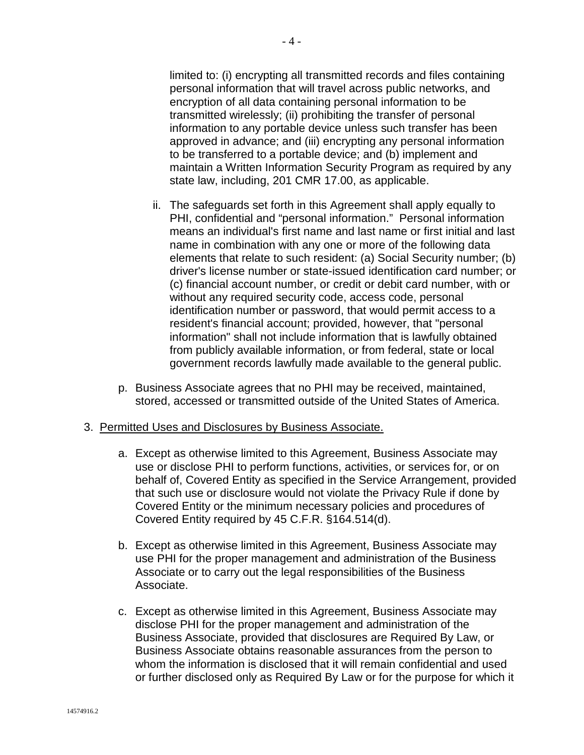limited to: (i) encrypting all transmitted records and files containing personal information that will travel across public networks, and encryption of all data containing personal information to be transmitted wirelessly; (ii) prohibiting the transfer of personal information to any portable device unless such transfer has been approved in advance; and (iii) encrypting any personal information to be transferred to a portable device; and (b) implement and maintain a Written Information Security Program as required by any state law, including, 201 CMR 17.00, as applicable.

ii. The safeguards set forth in this Agreement shall apply equally to PHI, confidential and "personal information." Personal information means an individual's first name and last name or first initial and last name in combination with any one or more of the following data elements that relate to such resident: (a) Social Security number; (b) driver's license number or state-issued identification card number; or (c) financial account number, or credit or debit card number, with or without any required security code, access code, personal identification number or password, that would permit access to a resident's financial account; provided, however, that "personal information" shall not include information that is lawfully obtained from publicly available information, or from federal, state or local government records lawfully made available to the general public.

p. Business Associate agrees that no PHI may be received, maintained, stored, accessed or transmitted outside of the United States of America.

3. Permitted Uses and Disclosures by Business Associate.

a. Except as otherwise limited to this Agreement, Business Associate may use or disclose PHI to perform functions, activities, or services for, or on behalf of, Covered Entity as specified in the Service Arrangement, provided that such use or disclosure would not violate the Privacy Rule if done by Covered Entity or the minimum necessary policies and procedures of Covered Entity required by 45 C.F.R. §164.514(d).

b. Except as otherwise limited in this Agreement, Business Associate may use PHI for the proper management and administration of the Business Associate or to carry out the legal responsibilities of the Business Associate.

c. Except as otherwise limited in this Agreement, Business Associate may disclose PHI for the proper management and administration of the Business Associate, provided that disclosures are Required By Law, or Business Associate obtains reasonable assurances from the person to whom the information is disclosed that it will remain confidential and used or further disclosed only as Required By Law or for the purpose for which it

14574916.2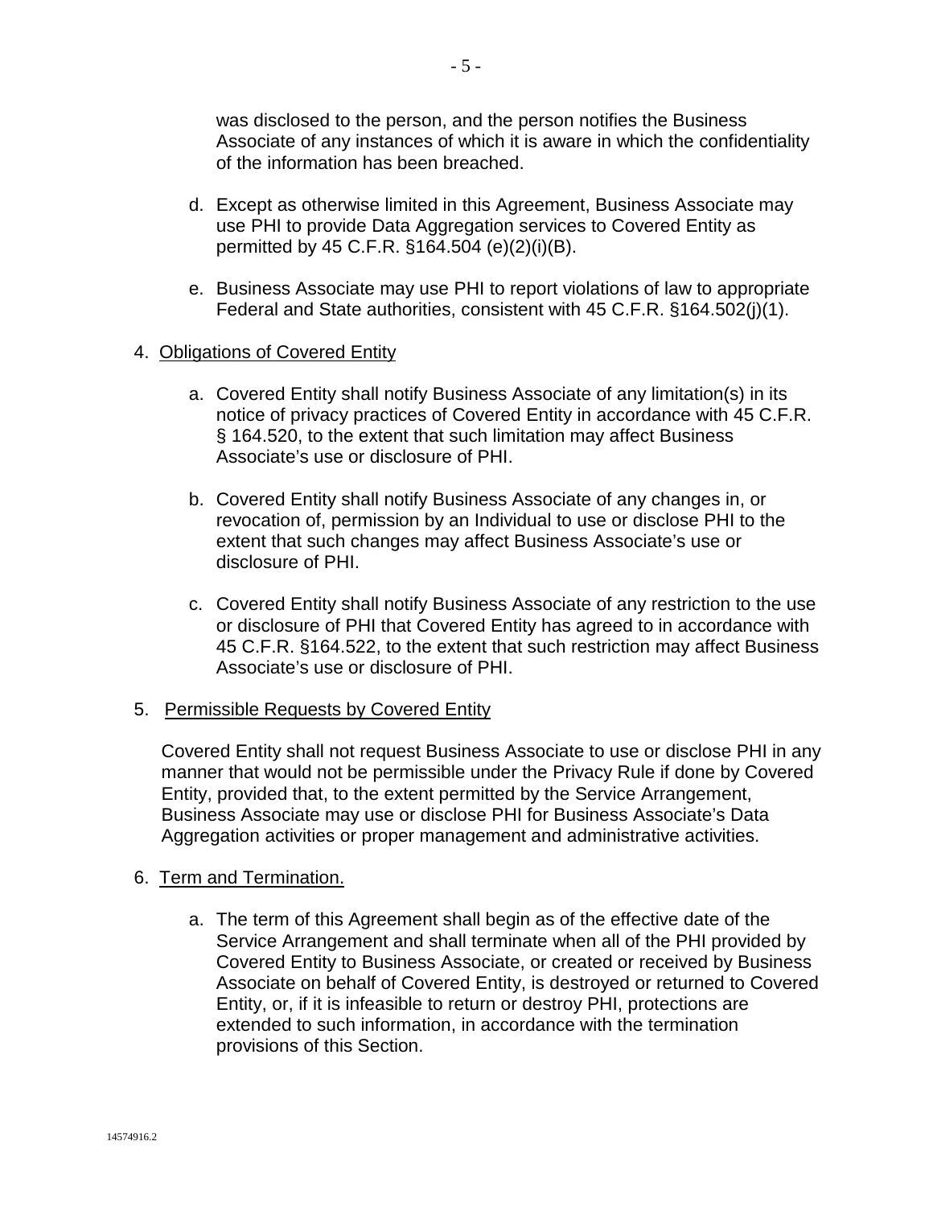was disclosed to the person, and the person notifies the Business Associate of any instances of which it is aware in which the confidentiality of the information has been breached.

d. Except as otherwise limited in this Agreement, Business Associate may use PHI to provide Data Aggregation services to Covered Entity as permitted by 45 C.F.R. §164.504 (e)(2)(i)(B).

e. Business Associate may use PHI to report violations of law to appropriate Federal and State authorities, consistent with 45 C.F.R. §164.502(j)(1).

4. Obligations of Covered Entity

a. Covered Entity shall notify Business Associate of any limitation(s) in its notice of privacy practices of Covered Entity in accordance with 45 C.F.R. § 164.520, to the extent that such limitation may affect Business Associate's use or disclosure of PHI.

b. Covered Entity shall notify Business Associate of any changes in, or revocation of, permission by an Individual to use or disclose PHI to the extent that such changes may affect Business Associate's use or disclosure of PHI.

c. Covered Entity shall notify Business Associate of any restriction to the use or disclosure of PHI that Covered Entity has agreed to in accordance with 45 C.F.R. §164.522, to the extent that such restriction may affect Business Associate's use or disclosure of PHI.

5. Permissible Requests by Covered Entity

Covered Entity shall not request Business Associate to use or disclose PHI in any manner that would not be permissible under the Privacy Rule if done by Covered Entity, provided that, to the extent permitted by the Service Arrangement, Business Associate may use or disclose PHI for Business Associate's Data Aggregation activities or proper management and administrative activities.

6. Term and Termination.

a. The term of this Agreement shall begin as of the effective date of the Service Arrangement and shall terminate when all of the PHI provided by Covered Entity to Business Associate, or created or received by Business Associate on behalf of Covered Entity, is destroyed or returned to Covered Entity, or, if it is infeasible to return or destroy PHI, protections are extended to such information, in accordance with the termination provisions of this Section.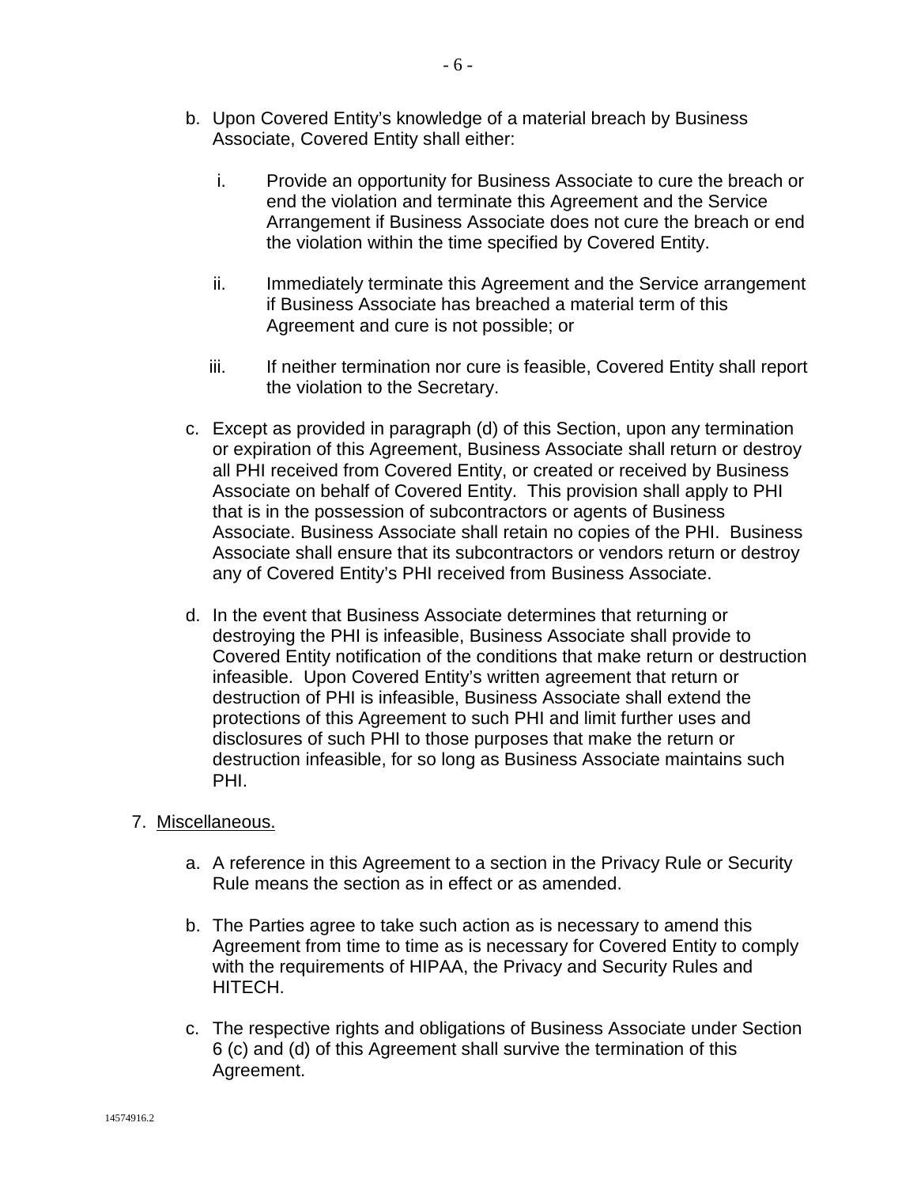b. Upon Covered Entity's knowledge of a material breach by Business Associate, Covered Entity shall either:

   i. Provide an opportunity for Business Associate to cure the breach or end the violation and terminate this Agreement and the Service Arrangement if Business Associate does not cure the breach or end the violation within the time specified by Covered Entity.

   ii. Immediately terminate this Agreement and the Service arrangement if Business Associate has breached a material term of this Agreement and cure is not possible; or

   iii. If neither termination nor cure is feasible, Covered Entity shall report the violation to the Secretary.

c. Except as provided in paragraph (d) of this Section, upon any termination or expiration of this Agreement, Business Associate shall return or destroy all PHI received from Covered Entity, or created or received by Business Associate on behalf of Covered Entity. This provision shall apply to PHI that is in the possession of subcontractors or agents of Business Associate. Business Associate shall retain no copies of the PHI. Business Associate shall ensure that its subcontractors or vendors return or destroy any of Covered Entity's PHI received from Business Associate.

d. In the event that Business Associate determines that returning or destroying the PHI is infeasible, Business Associate shall provide to Covered Entity notification of the conditions that make return or destruction infeasible. Upon Covered Entity's written agreement that return or destruction of PHI is infeasible, Business Associate shall extend the protections of this Agreement to such PHI and limit further uses and disclosures of such PHI to those purposes that make the return or destruction infeasible, for so long as Business Associate maintains such PHI.

7. <u>Miscellaneous.</u>

   a. A reference in this Agreement to a section in the Privacy Rule or Security Rule means the section as in effect or as amended.

   b. The Parties agree to take such action as is necessary to amend this Agreement from time to time as is necessary for Covered Entity to comply with the requirements of HIPAA, the Privacy and Security Rules and HITECH.

   c. The respective rights and obligations of Business Associate under Section 6 (c) and (d) of this Agreement shall survive the termination of this Agreement.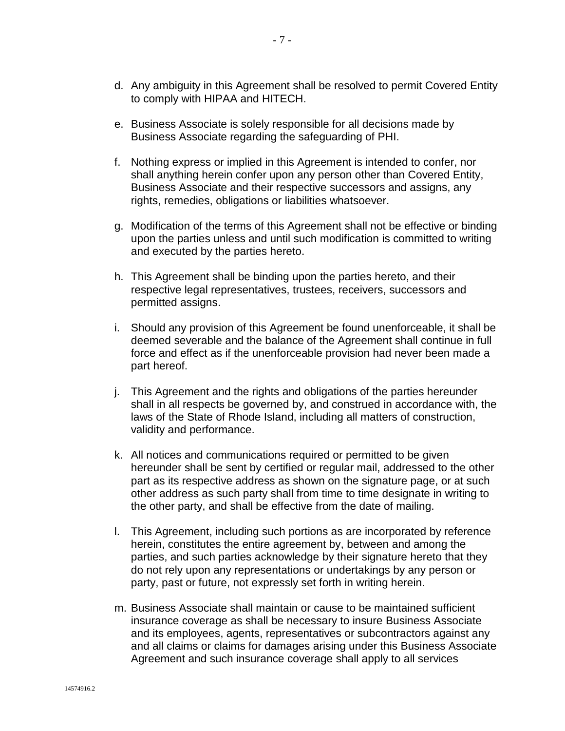d. Any ambiguity in this Agreement shall be resolved to permit Covered Entity to comply with HIPAA and HITECH.

e. Business Associate is solely responsible for all decisions made by Business Associate regarding the safeguarding of PHI.

f. Nothing express or implied in this Agreement is intended to confer, nor shall anything herein confer upon any person other than Covered Entity, Business Associate and their respective successors and assigns, any rights, remedies, obligations or liabilities whatsoever.

g. Modification of the terms of this Agreement shall not be effective or binding upon the parties unless and until such modification is committed to writing and executed by the parties hereto.

h. This Agreement shall be binding upon the parties hereto, and their respective legal representatives, trustees, receivers, successors and permitted assigns.

i. Should any provision of this Agreement be found unenforceable, it shall be deemed severable and the balance of the Agreement shall continue in full force and effect as if the unenforceable provision had never been made a part hereof.

j. This Agreement and the rights and obligations of the parties hereunder shall in all respects be governed by, and construed in accordance with, the laws of the State of Rhode Island, including all matters of construction, validity and performance.

k. All notices and communications required or permitted to be given hereunder shall be sent by certified or regular mail, addressed to the other part as its respective address as shown on the signature page, or at such other address as such party shall from time to time designate in writing to the other party, and shall be effective from the date of mailing.

l. This Agreement, including such portions as are incorporated by reference herein, constitutes the entire agreement by, between and among the parties, and such parties acknowledge by their signature hereto that they do not rely upon any representations or undertakings by any person or party, past or future, not expressly set forth in writing herein.

m. Business Associate shall maintain or cause to be maintained sufficient insurance coverage as shall be necessary to insure Business Associate and its employees, agents, representatives or subcontractors against any and all claims or claims for damages arising under this Business Associate Agreement and such insurance coverage shall apply to all services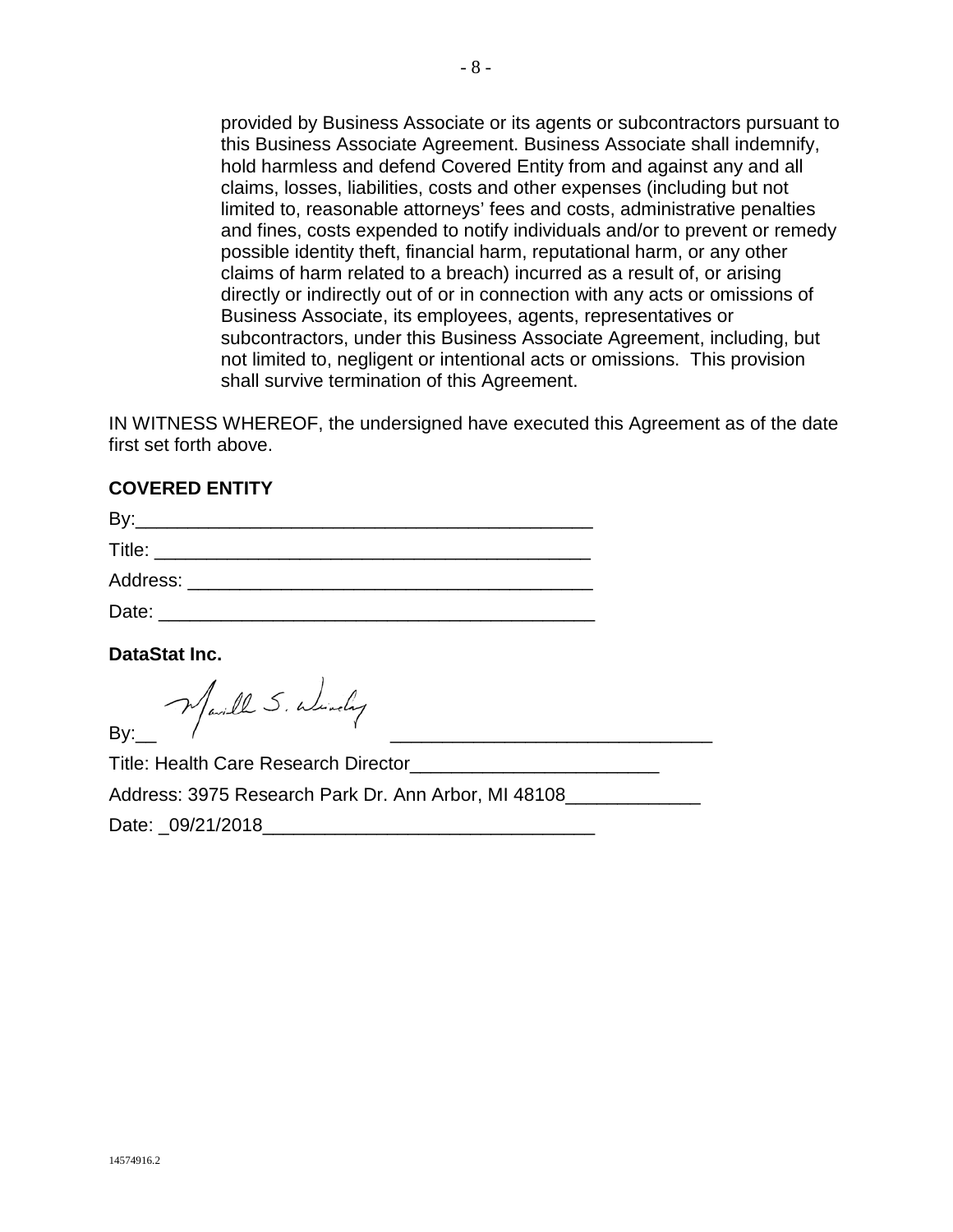provided by Business Associate or its agents or subcontractors pursuant to this Business Associate Agreement. Business Associate shall indemnify, hold harmless and defend Covered Entity from and against any and all claims, losses, liabilities, costs and other expenses (including but not limited to, reasonable attorneys' fees and costs, administrative penalties and fines, costs expended to notify individuals and/or to prevent or remedy possible identity theft, financial harm, reputational harm, or any other claims of harm related to a breach) incurred as a result of, or arising directly or indirectly out of or in connection with any acts or omissions of Business Associate, its employees, agents, representatives or subcontractors, under this Business Associate Agreement, including, but not limited to, negligent or intentional acts or omissions. This provision shall survive termination of this Agreement.

IN WITNESS WHEREOF, the undersigned have executed this Agreement as of the date first set forth above.

**COVERED ENTITY**

By:_____________________________________________

Title: __________________________________________

Address: _______________________________________

Date: __________________________________________

**DataStat Inc.**

By:__ [signature] ______________________________

Title: Health Care Research Director________________________

Address: 3975 Research Park Dr. Ann Arbor, MI 48108_____________

Date: _09/21/2018________________________________

14574916.2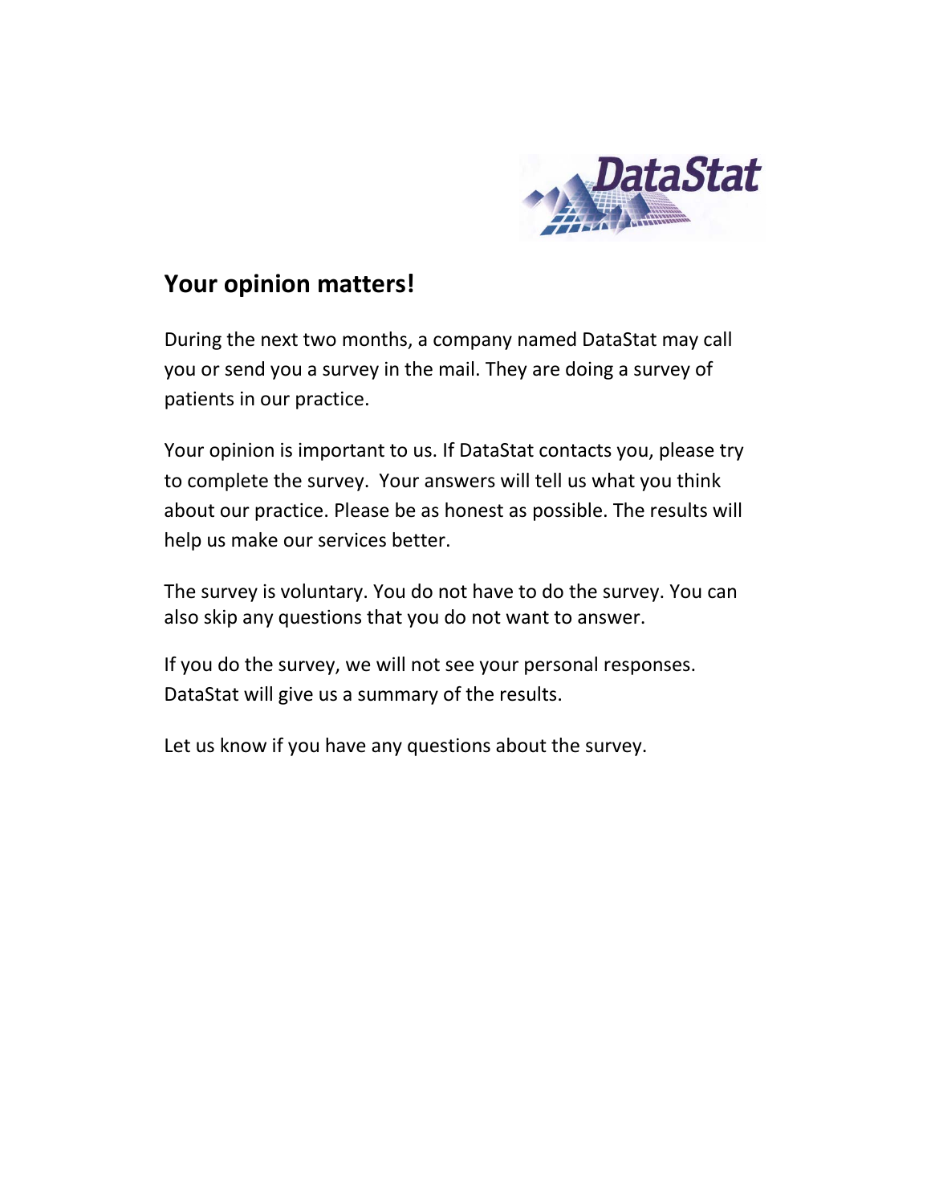## Your opinion matters!

During the next two months, a company named DataStat may call you or send you a survey in the mail. They are doing a survey of patients in our practice.

Your opinion is important to us. If DataStat contacts you, please try to complete the survey. Your answers will tell us what you think about our practice. Please be as honest as possible. The results will help us make our services better.

The survey is voluntary. You do not have to do the survey. You can also skip any questions that you do not want to answer.

If you do the survey, we will not see your personal responses. DataStat will give us a summary of the results.

Let us know if you have any questions about the survey.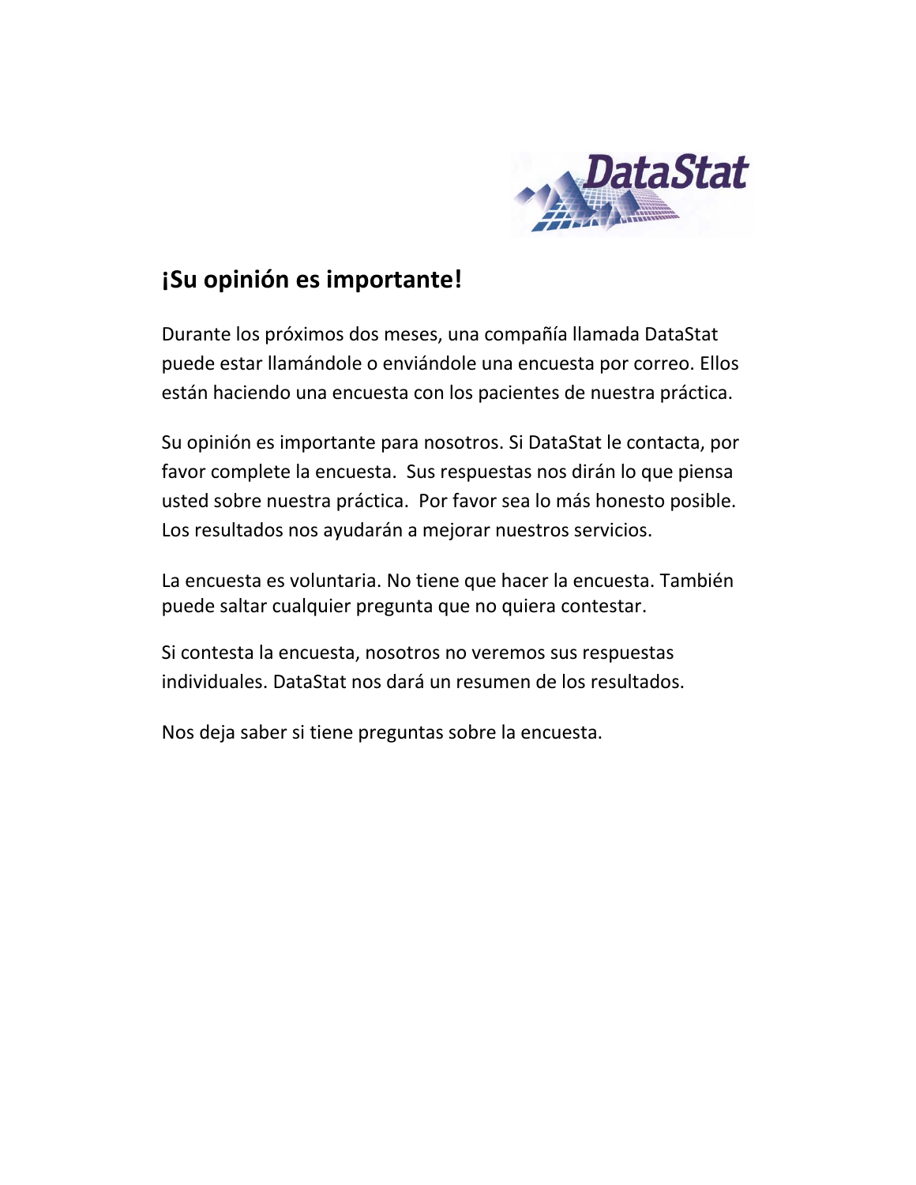## ¡Su opinión es importante!

Durante los próximos dos meses, una compañía llamada DataStat puede estar llamándole o enviándole una encuesta por correo. Ellos están haciendo una encuesta con los pacientes de nuestra práctica.

Su opinión es importante para nosotros. Si DataStat le contacta, por favor complete la encuesta. Sus respuestas nos dirán lo que piensa usted sobre nuestra práctica. Por favor sea lo más honesto posible. Los resultados nos ayudarán a mejorar nuestros servicios.

La encuesta es voluntaria. No tiene que hacer la encuesta. También puede saltar cualquier pregunta que no quiera contestar.

Si contesta la encuesta, nosotros no veremos sus respuestas individuales. DataStat nos dará un resumen de los resultados.

Nos deja saber si tiene preguntas sobre la encuesta.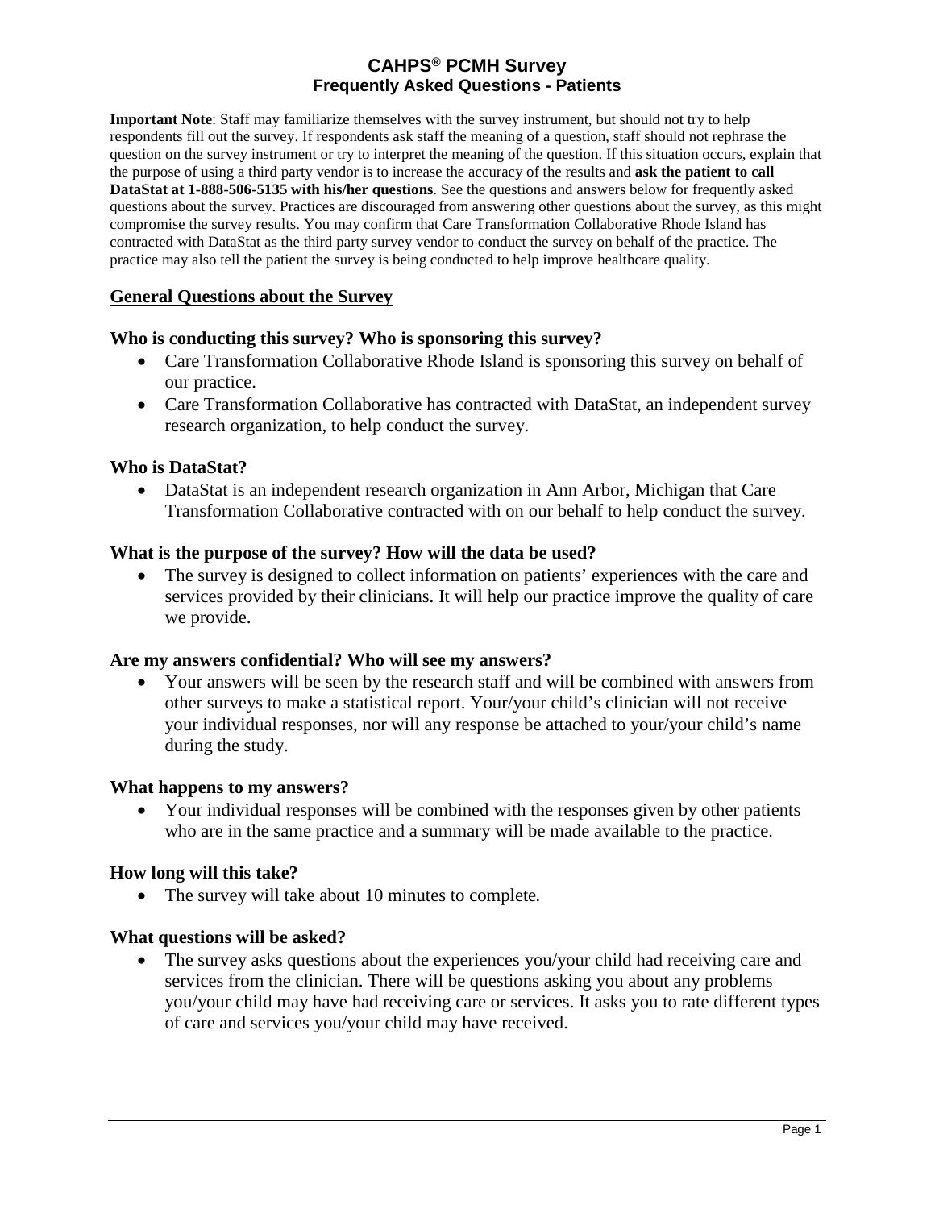# CAHPS® PCMH Survey
## Frequently Asked Questions - Patients

**Important Note**: Staff may familiarize themselves with the survey instrument, but should not try to help respondents fill out the survey. If respondents ask staff the meaning of a question, staff should not rephrase the question on the survey instrument or try to interpret the meaning of the question. If this situation occurs, explain that the purpose of using a third party vendor is to increase the accuracy of the results and **ask the patient to call DataStat at 1-888-506-5135 with his/her questions**. See the questions and answers below for frequently asked questions about the survey. Practices are discouraged from answering other questions about the survey, as this might compromise the survey results. You may confirm that Care Transformation Collaborative Rhode Island has contracted with DataStat as the third party survey vendor to conduct the survey on behalf of the practice. The practice may also tell the patient the survey is being conducted to help improve healthcare quality.

## General Questions about the Survey

### Who is conducting this survey? Who is sponsoring this survey?

- Care Transformation Collaborative Rhode Island is sponsoring this survey on behalf of our practice.
- Care Transformation Collaborative has contracted with DataStat, an independent survey research organization, to help conduct the survey.

### Who is DataStat?

- DataStat is an independent research organization in Ann Arbor, Michigan that Care Transformation Collaborative contracted with on our behalf to help conduct the survey.

### What is the purpose of the survey? How will the data be used?

- The survey is designed to collect information on patients' experiences with the care and services provided by their clinicians. It will help our practice improve the quality of care we provide.

### Are my answers confidential? Who will see my answers?

- Your answers will be seen by the research staff and will be combined with answers from other surveys to make a statistical report. Your/your child's clinician will not receive your individual responses, nor will any response be attached to your/your child's name during the study.

### What happens to my answers?

- Your individual responses will be combined with the responses given by other patients who are in the same practice and a summary will be made available to the practice.

### How long will this take?

- The survey will take about 10 minutes to complete.

### What questions will be asked?

- The survey asks questions about the experiences you/your child had receiving care and services from the clinician. There will be questions asking you about any problems you/your child may have had receiving care or services. It asks you to rate different types of care and services you/your child may have received.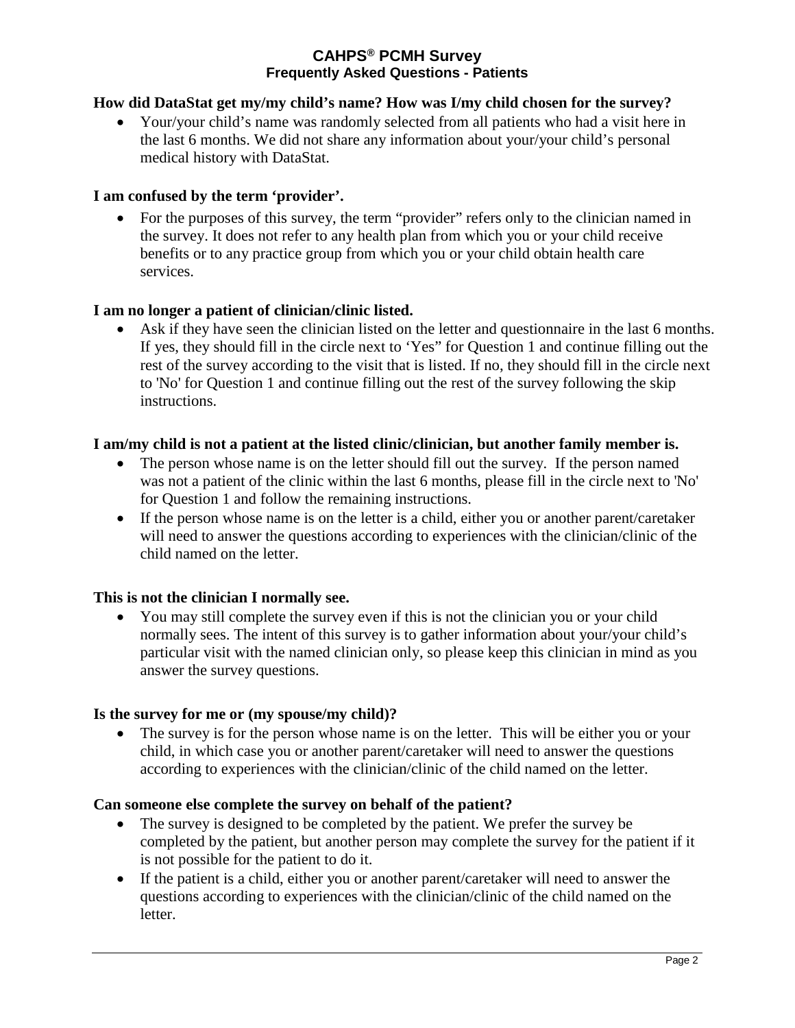# CAHPS® PCMH Survey
## Frequently Asked Questions - Patients

**How did DataStat get my/my child's name? How was I/my child chosen for the survey?**

- Your/your child's name was randomly selected from all patients who had a visit here in the last 6 months. We did not share any information about your/your child's personal medical history with DataStat.

**I am confused by the term 'provider'.**

- For the purposes of this survey, the term "provider" refers only to the clinician named in the survey. It does not refer to any health plan from which you or your child receive benefits or to any practice group from which you or your child obtain health care services.

**I am no longer a patient of clinician/clinic listed.**

- Ask if they have seen the clinician listed on the letter and questionnaire in the last 6 months. If yes, they should fill in the circle next to 'Yes" for Question 1 and continue filling out the rest of the survey according to the visit that is listed. If no, they should fill in the circle next to 'No' for Question 1 and continue filling out the rest of the survey following the skip instructions.

**I am/my child is not a patient at the listed clinic/clinician, but another family member is.**

- The person whose name is on the letter should fill out the survey. If the person named was not a patient of the clinic within the last 6 months, please fill in the circle next to 'No' for Question 1 and follow the remaining instructions.
- If the person whose name is on the letter is a child, either you or another parent/caretaker will need to answer the questions according to experiences with the clinician/clinic of the child named on the letter.

**This is not the clinician I normally see.**

- You may still complete the survey even if this is not the clinician you or your child normally sees. The intent of this survey is to gather information about your/your child's particular visit with the named clinician only, so please keep this clinician in mind as you answer the survey questions.

**Is the survey for me or (my spouse/my child)?**

- The survey is for the person whose name is on the letter. This will be either you or your child, in which case you or another parent/caretaker will need to answer the questions according to experiences with the clinician/clinic of the child named on the letter.

**Can someone else complete the survey on behalf of the patient?**

- The survey is designed to be completed by the patient. We prefer the survey be completed by the patient, but another person may complete the survey for the patient if it is not possible for the patient to do it.
- If the patient is a child, either you or another parent/caretaker will need to answer the questions according to experiences with the clinician/clinic of the child named on the letter.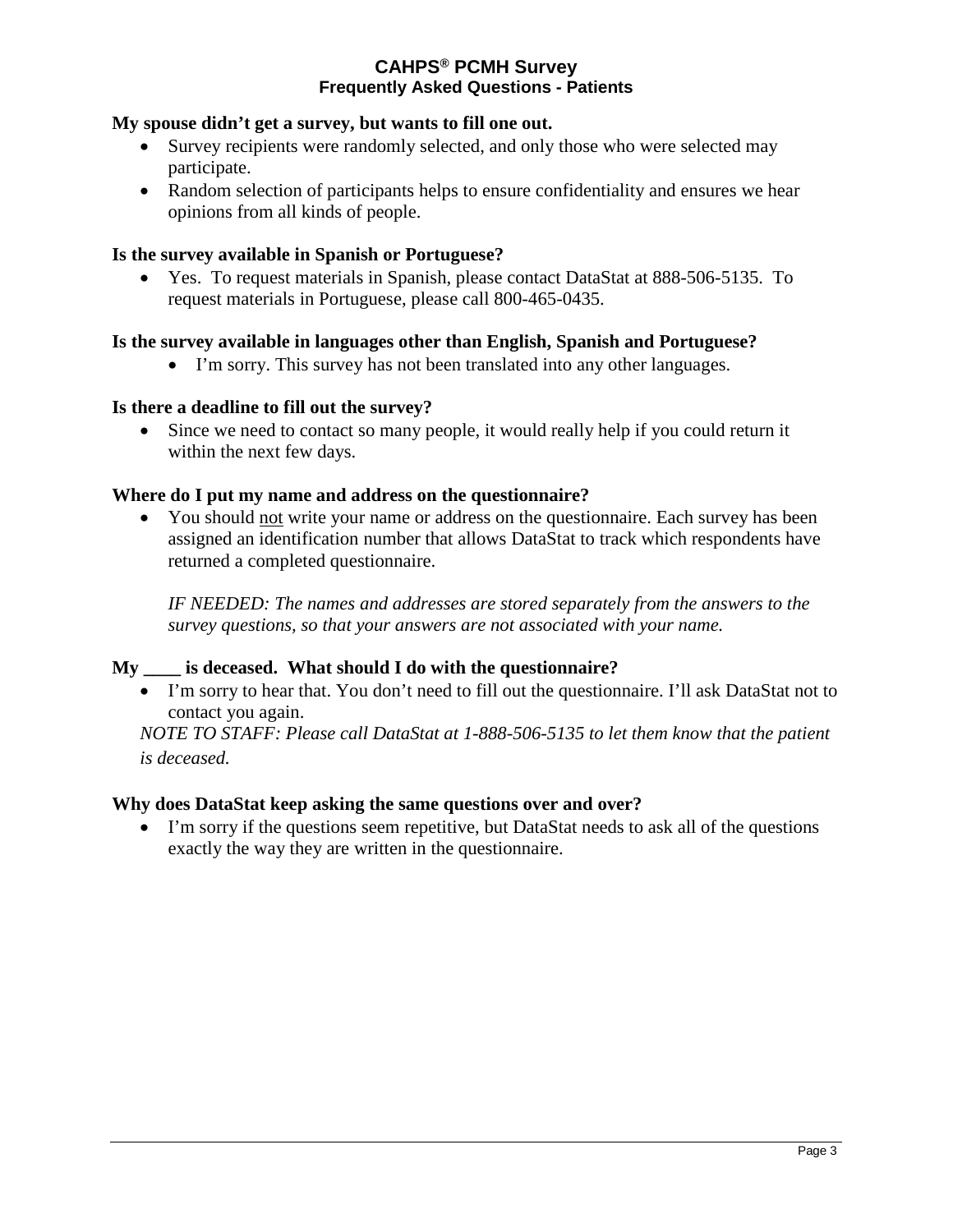# CAHPS® PCMH Survey
## Frequently Asked Questions - Patients

**My spouse didn't get a survey, but wants to fill one out.**

- Survey recipients were randomly selected, and only those who were selected may participate.
- Random selection of participants helps to ensure confidentiality and ensures we hear opinions from all kinds of people.

**Is the survey available in Spanish or Portuguese?**

- Yes. To request materials in Spanish, please contact DataStat at 888-506-5135. To request materials in Portuguese, please call 800-465-0435.

**Is the survey available in languages other than English, Spanish and Portuguese?**

- I'm sorry. This survey has not been translated into any other languages.

**Is there a deadline to fill out the survey?**

- Since we need to contact so many people, it would really help if you could return it within the next few days.

**Where do I put my name and address on the questionnaire?**

- You should <u>not</u> write your name or address on the questionnaire. Each survey has been assigned an identification number that allows DataStat to track which respondents have returned a completed questionnaire.

  *IF NEEDED: The names and addresses are stored separately from the answers to the survey questions, so that your answers are not associated with your name.*

**My ____ is deceased. What should I do with the questionnaire?**

- I'm sorry to hear that. You don't need to fill out the questionnaire. I'll ask DataStat not to contact you again.

*NOTE TO STAFF: Please call DataStat at 1-888-506-5135 to let them know that the patient is deceased.*

**Why does DataStat keep asking the same questions over and over?**

- I'm sorry if the questions seem repetitive, but DataStat needs to ask all of the questions exactly the way they are written in the questionnaire.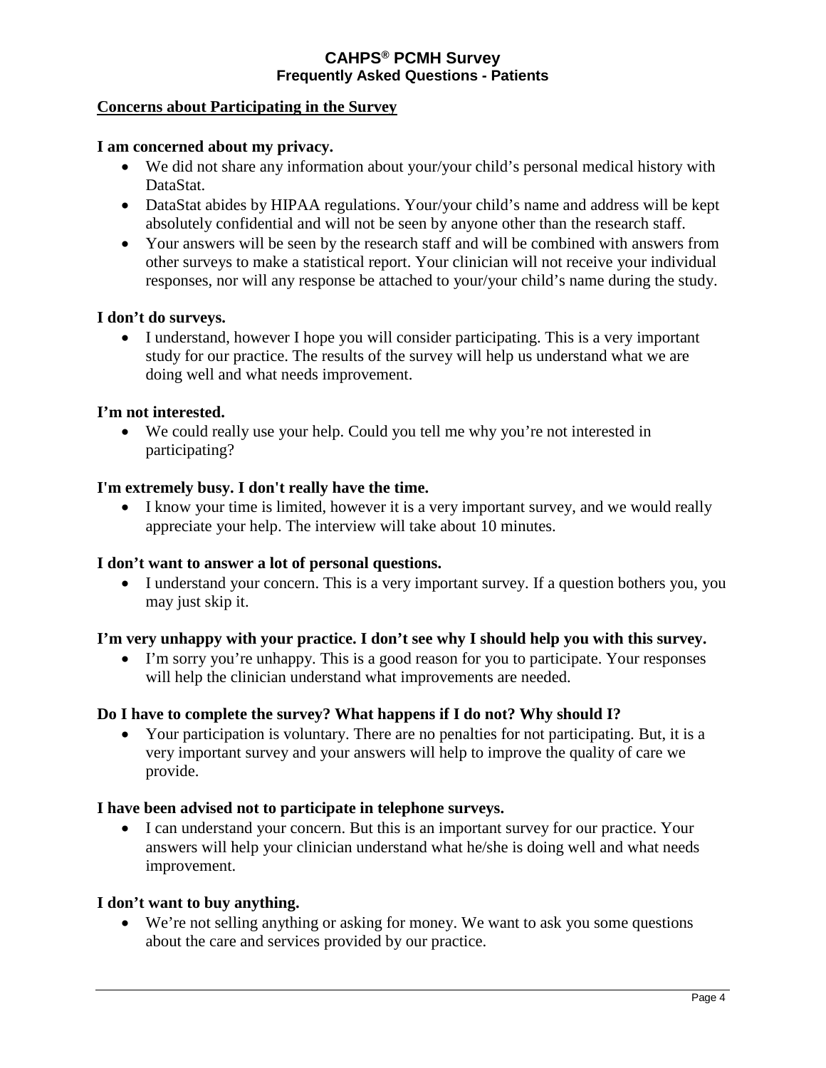## Concerns about Participating in the Survey

**I am concerned about my privacy.**

- We did not share any information about your/your child's personal medical history with DataStat.
- DataStat abides by HIPAA regulations. Your/your child's name and address will be kept absolutely confidential and will not be seen by anyone other than the research staff.
- Your answers will be seen by the research staff and will be combined with answers from other surveys to make a statistical report. Your clinician will not receive your individual responses, nor will any response be attached to your/your child's name during the study.

**I don't do surveys.**

- I understand, however I hope you will consider participating. This is a very important study for our practice. The results of the survey will help us understand what we are doing well and what needs improvement.

**I'm not interested.**

- We could really use your help. Could you tell me why you're not interested in participating?

**I'm extremely busy. I don't really have the time.**

- I know your time is limited, however it is a very important survey, and we would really appreciate your help. The interview will take about 10 minutes.

**I don't want to answer a lot of personal questions.**

- I understand your concern. This is a very important survey. If a question bothers you, you may just skip it.

**I'm very unhappy with your practice. I don't see why I should help you with this survey.**

- I'm sorry you're unhappy. This is a good reason for you to participate. Your responses will help the clinician understand what improvements are needed.

**Do I have to complete the survey? What happens if I do not? Why should I?**

- Your participation is voluntary. There are no penalties for not participating. But, it is a very important survey and your answers will help to improve the quality of care we provide.

**I have been advised not to participate in telephone surveys.**

- I can understand your concern. But this is an important survey for our practice. Your answers will help your clinician understand what he/she is doing well and what needs improvement.

**I don't want to buy anything.**

- We're not selling anything or asking for money. We want to ask you some questions about the care and services provided by our practice.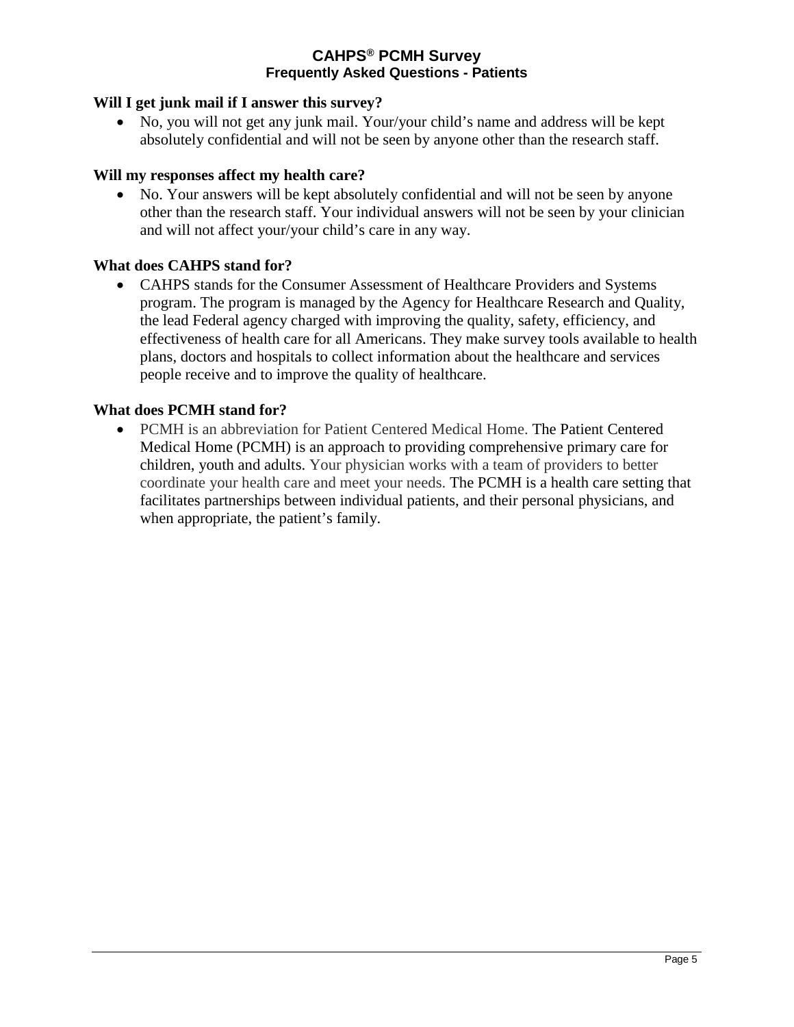## Will I get junk mail if I answer this survey?

- No, you will not get any junk mail. Your/your child's name and address will be kept absolutely confidential and will not be seen by anyone other than the research staff.

## Will my responses affect my health care?

- No. Your answers will be kept absolutely confidential and will not be seen by anyone other than the research staff. Your individual answers will not be seen by your clinician and will not affect your/your child's care in any way.

## What does CAHPS stand for?

- CAHPS stands for the Consumer Assessment of Healthcare Providers and Systems program. The program is managed by the Agency for Healthcare Research and Quality, the lead Federal agency charged with improving the quality, safety, efficiency, and effectiveness of health care for all Americans. They make survey tools available to health plans, doctors and hospitals to collect information about the healthcare and services people receive and to improve the quality of healthcare.

## What does PCMH stand for?

- PCMH is an abbreviation for Patient Centered Medical Home. The Patient Centered Medical Home (PCMH) is an approach to providing comprehensive primary care for children, youth and adults. Your physician works with a team of providers to better coordinate your health care and meet your needs. The PCMH is a health care setting that facilitates partnerships between individual patients, and their personal physicians, and when appropriate, the patient's family.